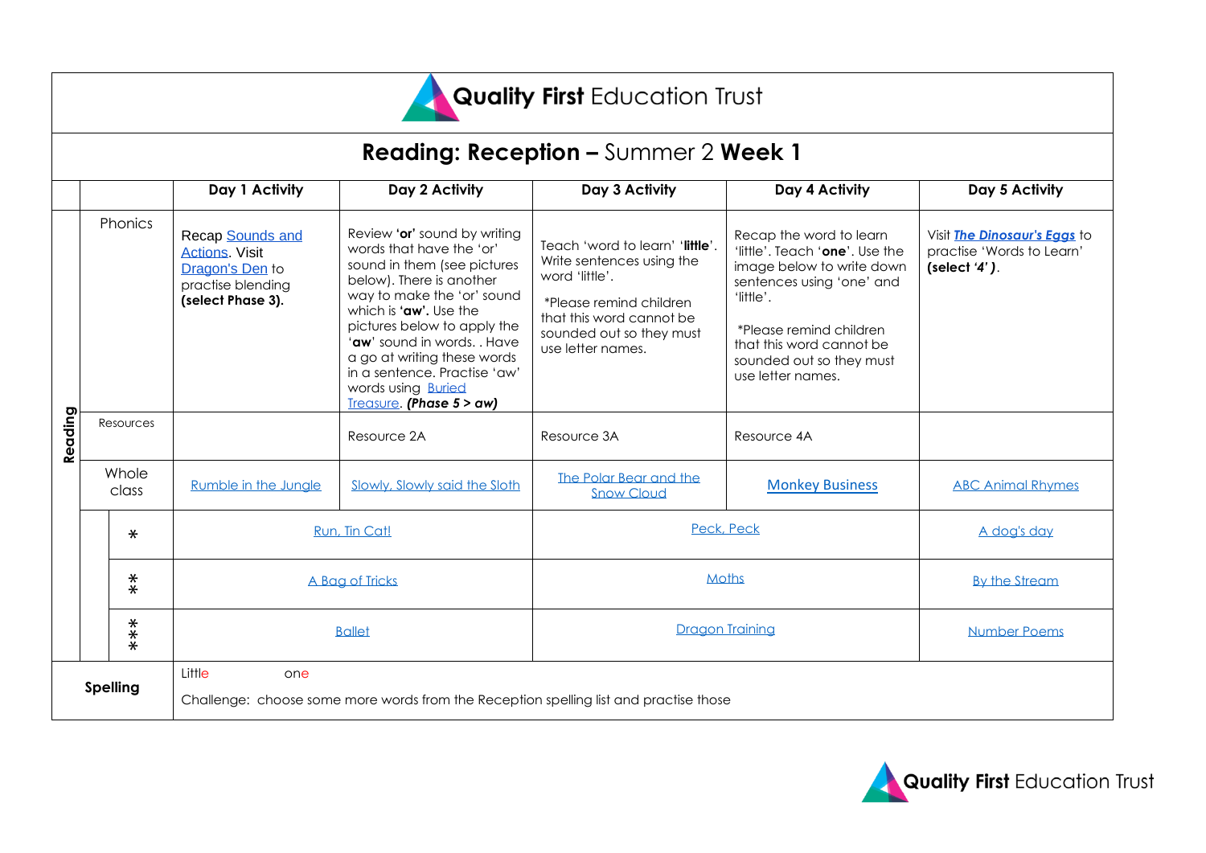# Quality First Education Trust

## Reading: Reception – Summer 2 Week 1

| | | | Day 1 Activity | Day 2 Activity | Day 3 Activity | Day 4 Activity | Day 5 Activity |
|---|---|---|---|---|---|---|---|
| Reading | Phonics | | Recap Sounds and Actions. Visit Dragon's Den to practise blending **(select Phase 3).** | Review **'or'** sound by writing words that have the 'or' sound in them (see pictures below). There is another way to make the 'or' sound which is **'aw'.** Use the pictures below to apply the '**aw**' sound in words. . Have a go at writing these words in a sentence. Practise 'aw' words using Buried Treasure. ***(Phase 5 > aw)*** | Teach 'word to learn' '**little**'. Write sentences using the word 'little'. *Please remind children that this word cannot be sounded out so they must use letter names. | Recap the word to learn 'little'. Teach '**one**'. Use the image below to write down sentences using 'one' and 'little'. *Please remind children that this word cannot be sounded out so they must use letter names. | Visit ***The Dinosaur's Eggs*** to practise 'Words to Learn' **(select *'4'* )**. |
| | Resources | | | Resource 2A | Resource 3A | Resource 4A | |
| | Whole class | | Rumble in the Jungle | Slowly, Slowly said the Sloth | The Polar Bear and the Snow Cloud | Monkey Business | ABC Animal Rhymes |
| | | * | Run, Tin Cat! | | Peck, Peck | | A dog's day |
| | | ** | A Bag of Tricks | | Moths | | By the Stream |
| | | *** | Ballet | | Dragon Training | | Number Poems |
| Spelling | | | Little one<br>Challenge: choose some more words from the Reception spelling list and practise those | | | | |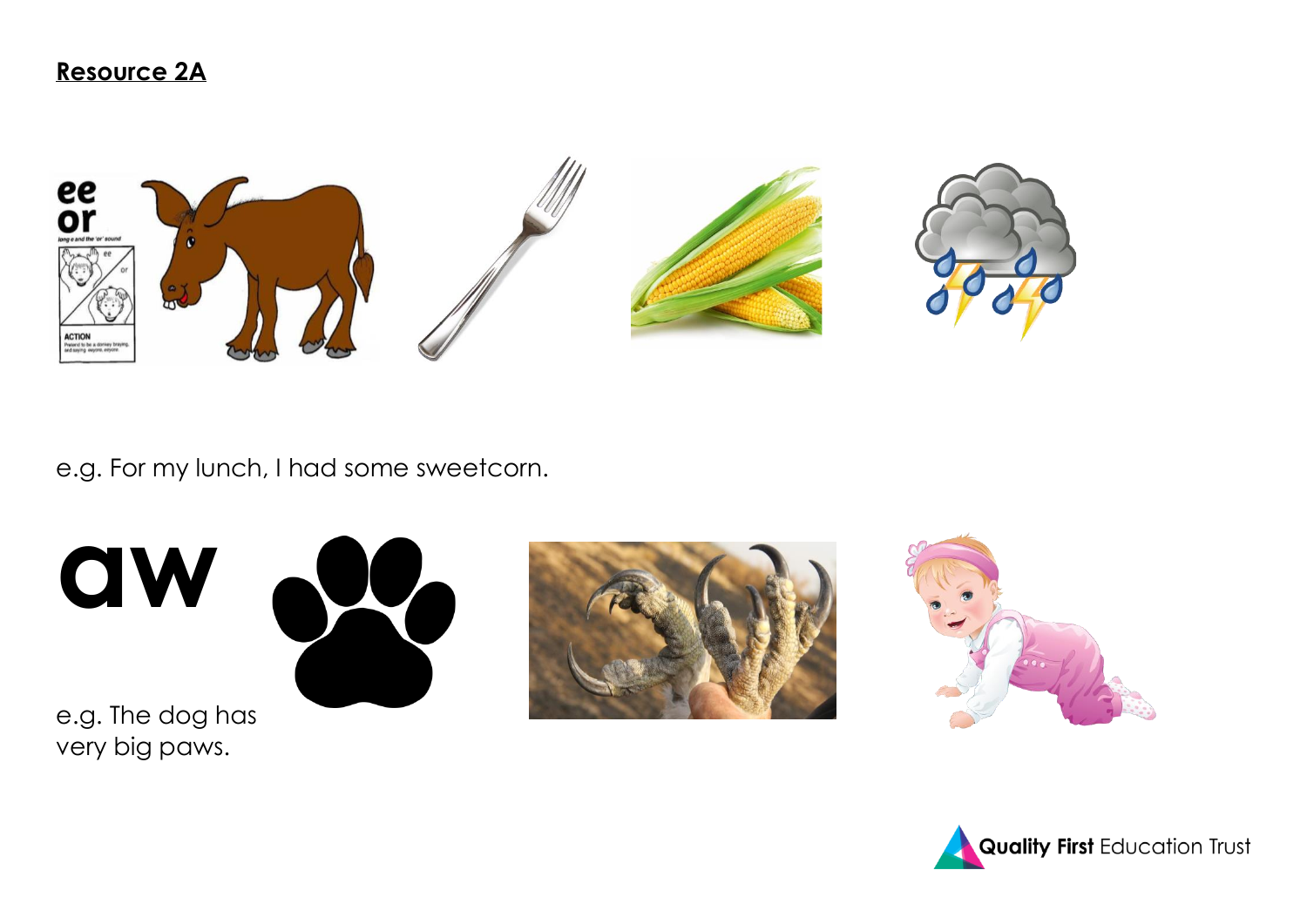**Resource 2A**

e.g. For my lunch, I had some sweetcorn.

**aw**

e.g. The dog has very big paws.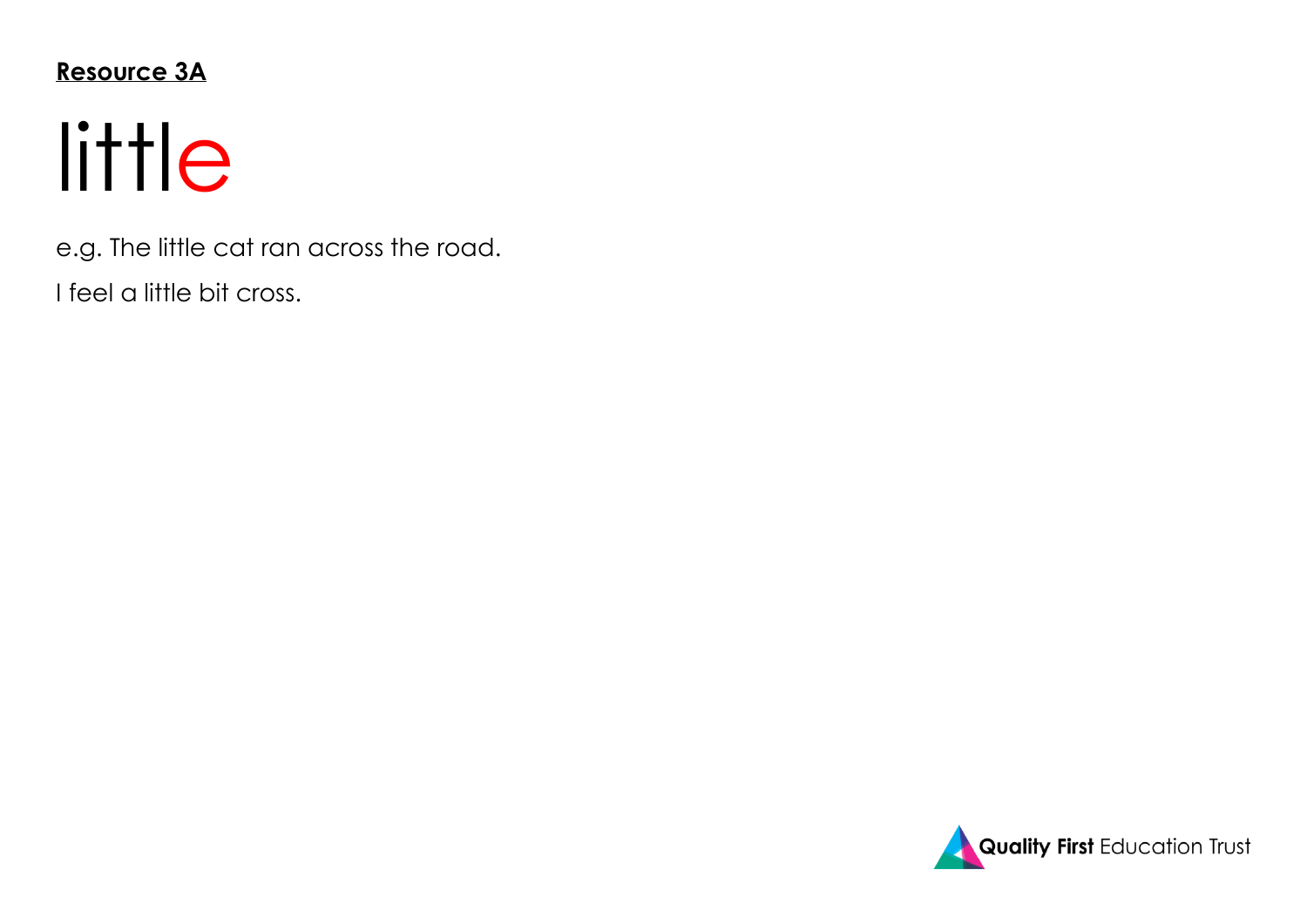**Resource 3A**

# little

e.g. The little cat ran across the road.

I feel a little bit cross.

Quality First Education Trust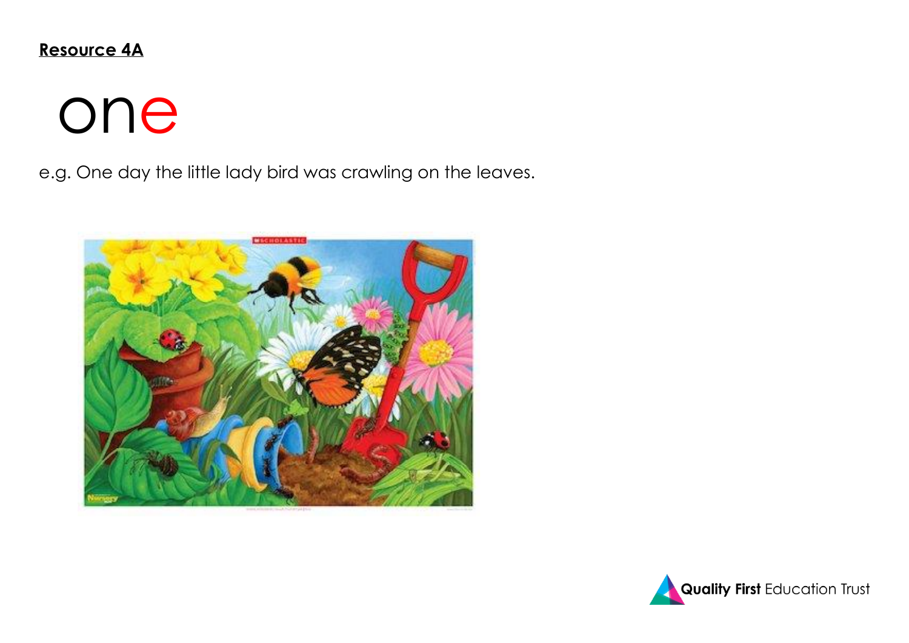**Resource 4A**

# one

e.g. One day the little lady bird was crawling on the leaves.